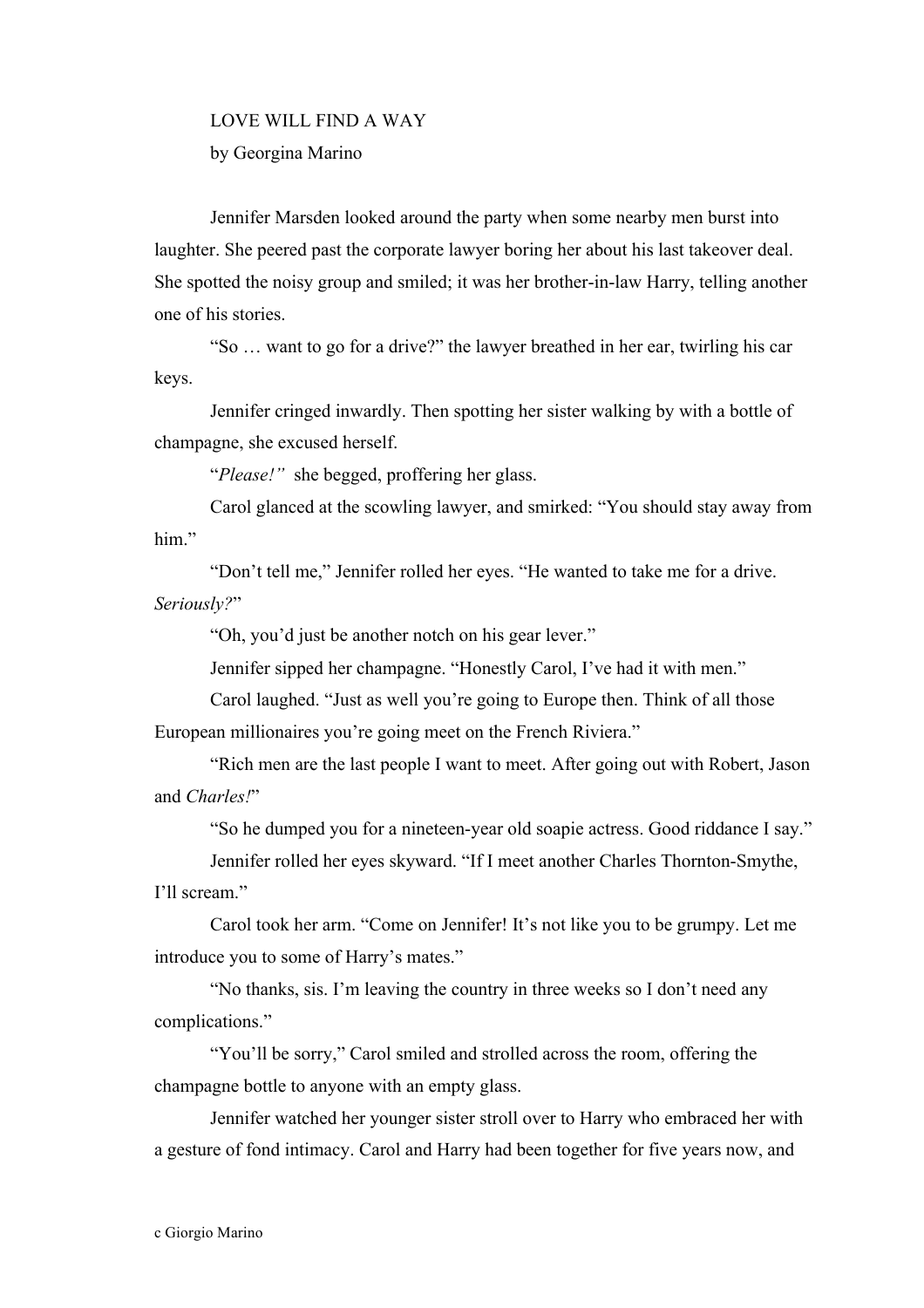# LOVE WILL FIND A WAY

by Georgina Marino

Jennifer Marsden looked around the party when some nearby men burst into laughter. She peered past the corporate lawyer boring her about his last takeover deal. She spotted the noisy group and smiled; it was her brother-in-law Harry, telling another one of his stories.

"So … want to go for a drive?" the lawyer breathed in her ear, twirling his car keys.

Jennifer cringed inwardly. Then spotting her sister walking by with a bottle of champagne, she excused herself.

"*Please!"* she begged, proffering her glass.

Carol glanced at the scowling lawyer, and smirked: "You should stay away from him."

"Don't tell me," Jennifer rolled her eyes. "He wanted to take me for a drive. *Seriously?*"

"Oh, you'd just be another notch on his gear lever."

Jennifer sipped her champagne. "Honestly Carol, I've had it with men."

Carol laughed. "Just as well you're going to Europe then. Think of all those European millionaires you're going meet on the French Riviera."

"Rich men are the last people I want to meet. After going out with Robert, Jason and *Charles!*"

"So he dumped you for a nineteen-year old soapie actress. Good riddance I say."

Jennifer rolled her eyes skyward. "If I meet another Charles Thornton-Smythe, I'll scream."

Carol took her arm. "Come on Jennifer! It's not like you to be grumpy. Let me introduce you to some of Harry's mates."

"No thanks, sis. I'm leaving the country in three weeks so I don't need any complications."

"You'll be sorry," Carol smiled and strolled across the room, offering the champagne bottle to anyone with an empty glass.

Jennifer watched her younger sister stroll over to Harry who embraced her with a gesture of fond intimacy. Carol and Harry had been together for five years now, and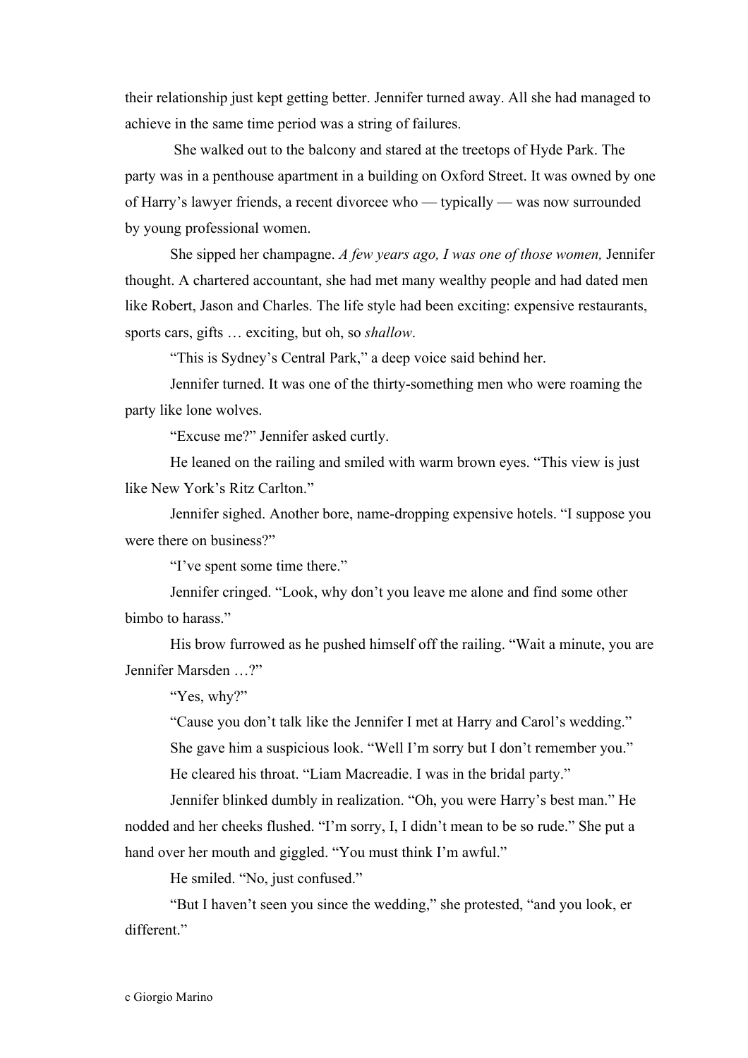their relationship just kept getting better. Jennifer turned away. All she had managed to achieve in the same time period was a string of failures.

She walked out to the balcony and stared at the treetops of Hyde Park. The party was in a penthouse apartment in a building on Oxford Street. It was owned by one of Harry's lawyer friends, a recent divorcee who — typically — was now surrounded by young professional women.

She sipped her champagne. *A few years ago, I was one of those women,* Jennifer thought. A chartered accountant, she had met many wealthy people and had dated men like Robert, Jason and Charles. The life style had been exciting: expensive restaurants, sports cars, gifts … exciting, but oh, so *shallow*.

"This is Sydney's Central Park," a deep voice said behind her.

Jennifer turned. It was one of the thirty-something men who were roaming the party like lone wolves.

"Excuse me?" Jennifer asked curtly.

He leaned on the railing and smiled with warm brown eyes. "This view is just like New York's Ritz Carlton."

Jennifer sighed. Another bore, name-dropping expensive hotels. "I suppose you were there on business?"

"I've spent some time there."

Jennifer cringed. "Look, why don't you leave me alone and find some other bimbo to harass."

His brow furrowed as he pushed himself off the railing. "Wait a minute, you are Jennifer Marsden …?"

"Yes, why?"

"Cause you don't talk like the Jennifer I met at Harry and Carol's wedding."

She gave him a suspicious look. "Well I'm sorry but I don't remember you."

He cleared his throat. "Liam Macreadie. I was in the bridal party."

Jennifer blinked dumbly in realization. "Oh, you were Harry's best man." He nodded and her cheeks flushed. "I'm sorry, I, I didn't mean to be so rude." She put a hand over her mouth and giggled. "You must think I'm awful."

He smiled. "No, just confused."

"But I haven't seen you since the wedding," she protested, "and you look, er different."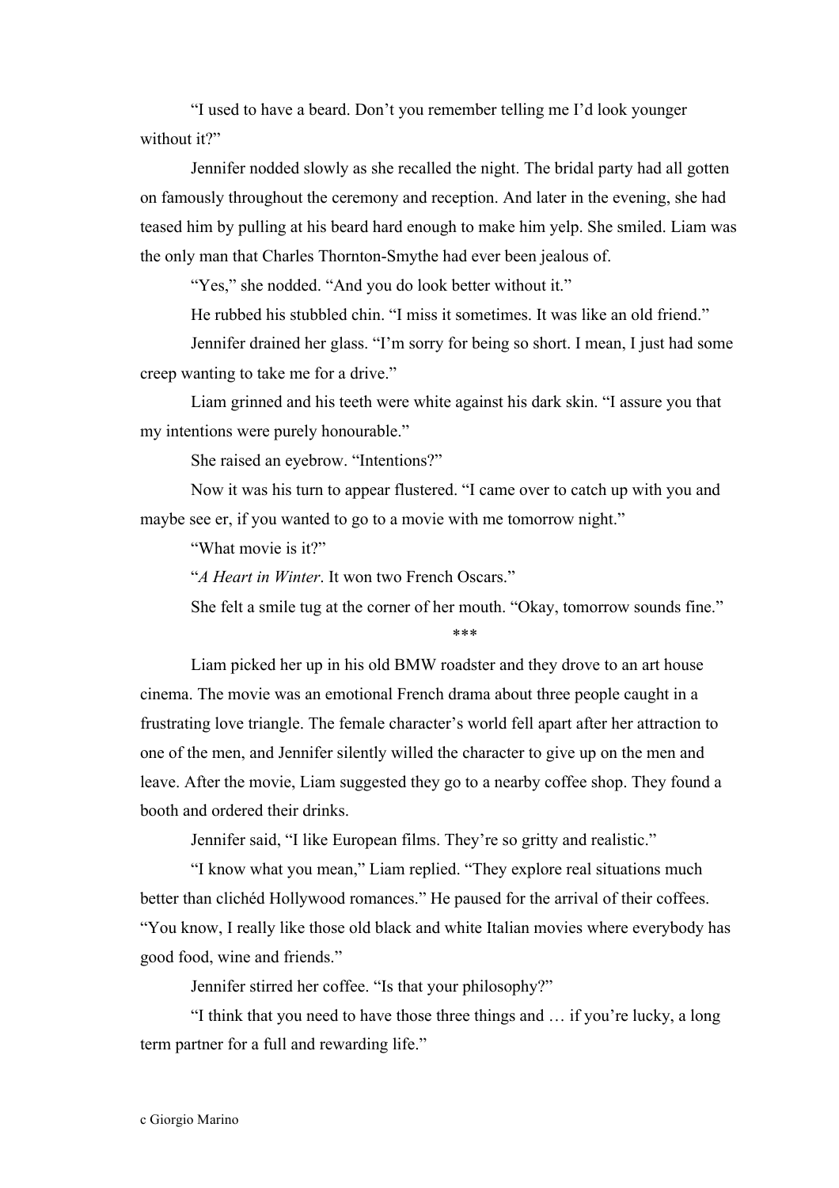"I used to have a beard. Don't you remember telling me I'd look younger without it?"

Jennifer nodded slowly as she recalled the night. The bridal party had all gotten on famously throughout the ceremony and reception. And later in the evening, she had teased him by pulling at his beard hard enough to make him yelp. She smiled. Liam was the only man that Charles Thornton-Smythe had ever been jealous of.

"Yes," she nodded. "And you do look better without it."

He rubbed his stubbled chin. "I miss it sometimes. It was like an old friend."

Jennifer drained her glass. "I'm sorry for being so short. I mean, I just had some creep wanting to take me for a drive."

Liam grinned and his teeth were white against his dark skin. "I assure you that my intentions were purely honourable."

She raised an eyebrow. "Intentions?"

Now it was his turn to appear flustered. "I came over to catch up with you and maybe see er, if you wanted to go to a movie with me tomorrow night."

"What movie is it?"

"*A Heart in Winter*. It won two French Oscars."

She felt a smile tug at the corner of her mouth. "Okay, tomorrow sounds fine."

***

Liam picked her up in his old BMW roadster and they drove to an art house cinema. The movie was an emotional French drama about three people caught in a frustrating love triangle. The female character's world fell apart after her attraction to one of the men, and Jennifer silently willed the character to give up on the men and leave. After the movie, Liam suggested they go to a nearby coffee shop. They found a booth and ordered their drinks.

Jennifer said, "I like European films. They're so gritty and realistic."

"I know what you mean," Liam replied. "They explore real situations much better than clichéd Hollywood romances." He paused for the arrival of their coffees. "You know, I really like those old black and white Italian movies where everybody has good food, wine and friends."

Jennifer stirred her coffee. "Is that your philosophy?"

"I think that you need to have those three things and … if you're lucky, a long term partner for a full and rewarding life."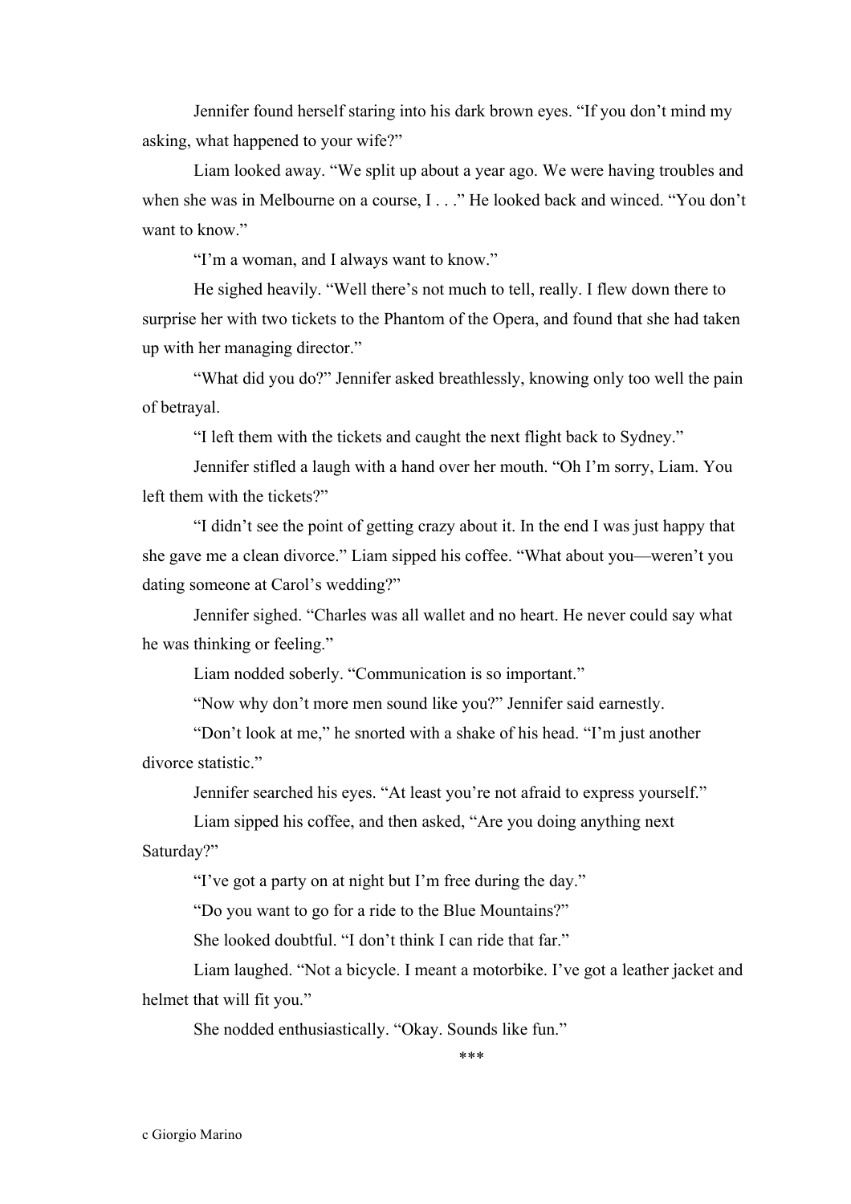Jennifer found herself staring into his dark brown eyes. "If you don't mind my asking, what happened to your wife?"

Liam looked away. "We split up about a year ago. We were having troubles and when she was in Melbourne on a course, I . . ." He looked back and winced. "You don't want to know."

"I'm a woman, and I always want to know."

He sighed heavily. "Well there's not much to tell, really. I flew down there to surprise her with two tickets to the Phantom of the Opera, and found that she had taken up with her managing director."

"What did you do?" Jennifer asked breathlessly, knowing only too well the pain of betrayal.

"I left them with the tickets and caught the next flight back to Sydney."

Jennifer stifled a laugh with a hand over her mouth. "Oh I'm sorry, Liam. You left them with the tickets?"

"I didn't see the point of getting crazy about it. In the end I was just happy that she gave me a clean divorce." Liam sipped his coffee. "What about you—weren't you dating someone at Carol's wedding?"

Jennifer sighed. "Charles was all wallet and no heart. He never could say what he was thinking or feeling."

Liam nodded soberly. "Communication is so important."

"Now why don't more men sound like you?" Jennifer said earnestly.

"Don't look at me," he snorted with a shake of his head. "I'm just another divorce statistic."

Jennifer searched his eyes. "At least you're not afraid to express yourself."

Liam sipped his coffee, and then asked, "Are you doing anything next Saturday?"

"I've got a party on at night but I'm free during the day."

"Do you want to go for a ride to the Blue Mountains?"

She looked doubtful. "I don't think I can ride that far."

Liam laughed. "Not a bicycle. I meant a motorbike. I've got a leather jacket and helmet that will fit you."

She nodded enthusiastically. "Okay. Sounds like fun."

***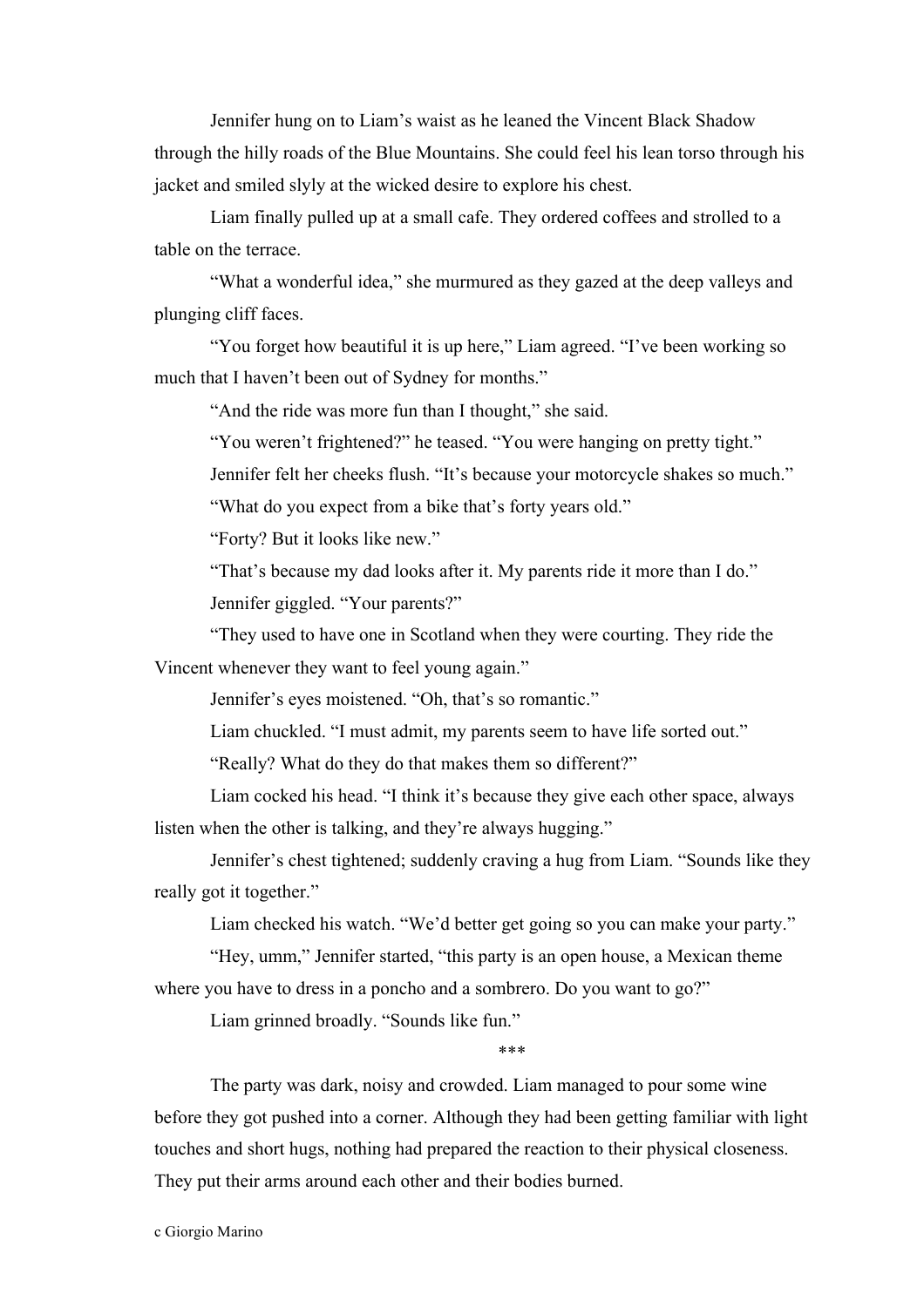Jennifer hung on to Liam's waist as he leaned the Vincent Black Shadow through the hilly roads of the Blue Mountains. She could feel his lean torso through his jacket and smiled slyly at the wicked desire to explore his chest.

Liam finally pulled up at a small cafe. They ordered coffees and strolled to a table on the terrace.

"What a wonderful idea," she murmured as they gazed at the deep valleys and plunging cliff faces.

"You forget how beautiful it is up here," Liam agreed. "I've been working so much that I haven't been out of Sydney for months."

"And the ride was more fun than I thought," she said.

"You weren't frightened?" he teased. "You were hanging on pretty tight."

Jennifer felt her cheeks flush. "It's because your motorcycle shakes so much."

"What do you expect from a bike that's forty years old."

"Forty? But it looks like new."

"That's because my dad looks after it. My parents ride it more than I do."

Jennifer giggled. "Your parents?"

"They used to have one in Scotland when they were courting. They ride the Vincent whenever they want to feel young again."

Jennifer's eyes moistened. "Oh, that's so romantic."

Liam chuckled. "I must admit, my parents seem to have life sorted out."

"Really? What do they do that makes them so different?"

Liam cocked his head. "I think it's because they give each other space, always listen when the other is talking, and they're always hugging."

Jennifer's chest tightened; suddenly craving a hug from Liam. "Sounds like they really got it together."

Liam checked his watch. "We'd better get going so you can make your party."

"Hey, umm," Jennifer started, "this party is an open house, a Mexican theme where you have to dress in a poncho and a sombrero. Do you want to go?"

Liam grinned broadly. "Sounds like fun."

***

The party was dark, noisy and crowded. Liam managed to pour some wine before they got pushed into a corner. Although they had been getting familiar with light touches and short hugs, nothing had prepared the reaction to their physical closeness. They put their arms around each other and their bodies burned.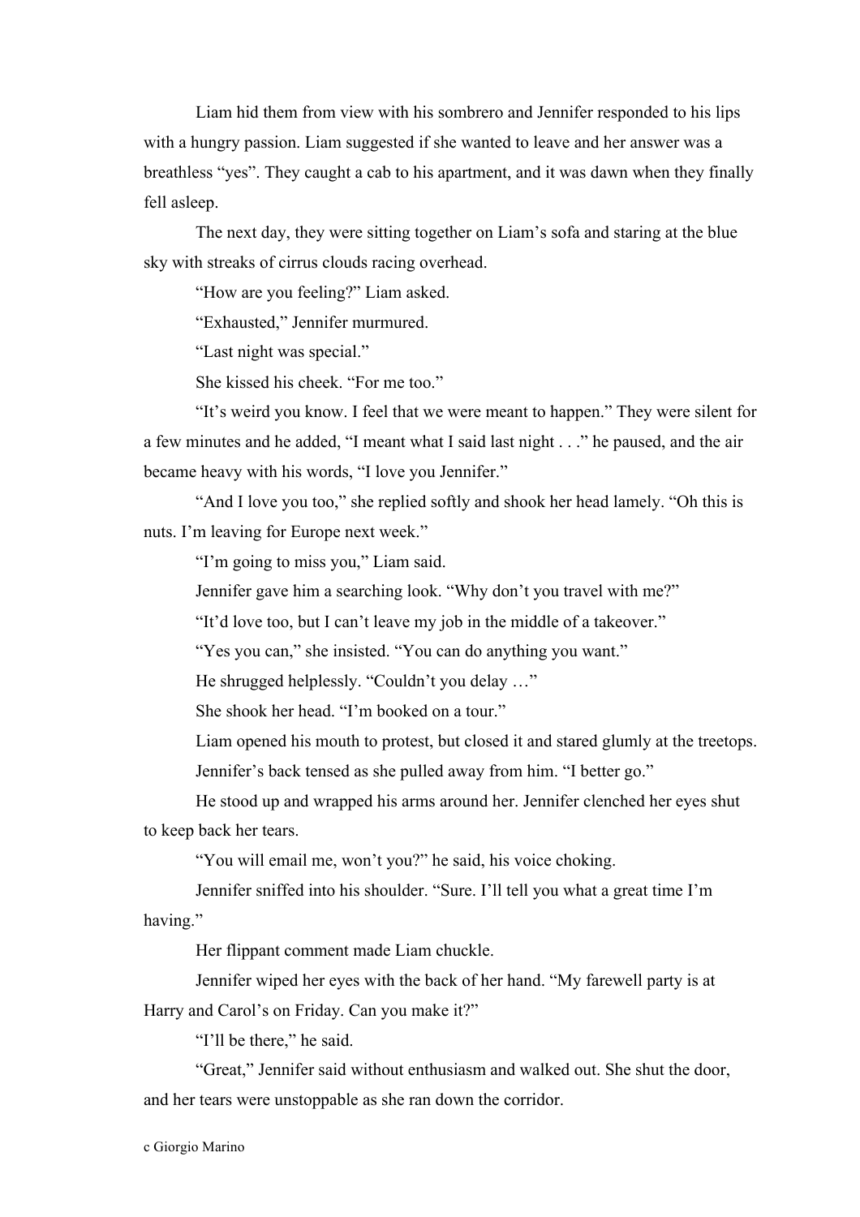Liam hid them from view with his sombrero and Jennifer responded to his lips with a hungry passion. Liam suggested if she wanted to leave and her answer was a breathless “yes”. They caught a cab to his apartment, and it was dawn when they finally fell asleep.

The next day, they were sitting together on Liam’s sofa and staring at the blue sky with streaks of cirrus clouds racing overhead.

“How are you feeling?” Liam asked.

“Exhausted,” Jennifer murmured.

“Last night was special.”

She kissed his cheek. “For me too.”

“It’s weird you know. I feel that we were meant to happen.” They were silent for a few minutes and he added, “I meant what I said last night . . .” he paused, and the air became heavy with his words, “I love you Jennifer.”

“And I love you too,” she replied softly and shook her head lamely. “Oh this is nuts. I’m leaving for Europe next week.”

“I’m going to miss you,” Liam said.

Jennifer gave him a searching look. “Why don’t you travel with me?”

“It’d love too, but I can’t leave my job in the middle of a takeover.”

“Yes you can,” she insisted. “You can do anything you want.”

He shrugged helplessly. “Couldn’t you delay …”

She shook her head. “I’m booked on a tour.”

Liam opened his mouth to protest, but closed it and stared glumly at the treetops.

Jennifer’s back tensed as she pulled away from him. “I better go.”

He stood up and wrapped his arms around her. Jennifer clenched her eyes shut to keep back her tears.

“You will email me, won’t you?” he said, his voice choking.

Jennifer sniffed into his shoulder. “Sure. I’ll tell you what a great time I’m having.”

Her flippant comment made Liam chuckle.

Jennifer wiped her eyes with the back of her hand. “My farewell party is at Harry and Carol’s on Friday. Can you make it?”

“I’ll be there,” he said.

“Great,” Jennifer said without enthusiasm and walked out. She shut the door, and her tears were unstoppable as she ran down the corridor.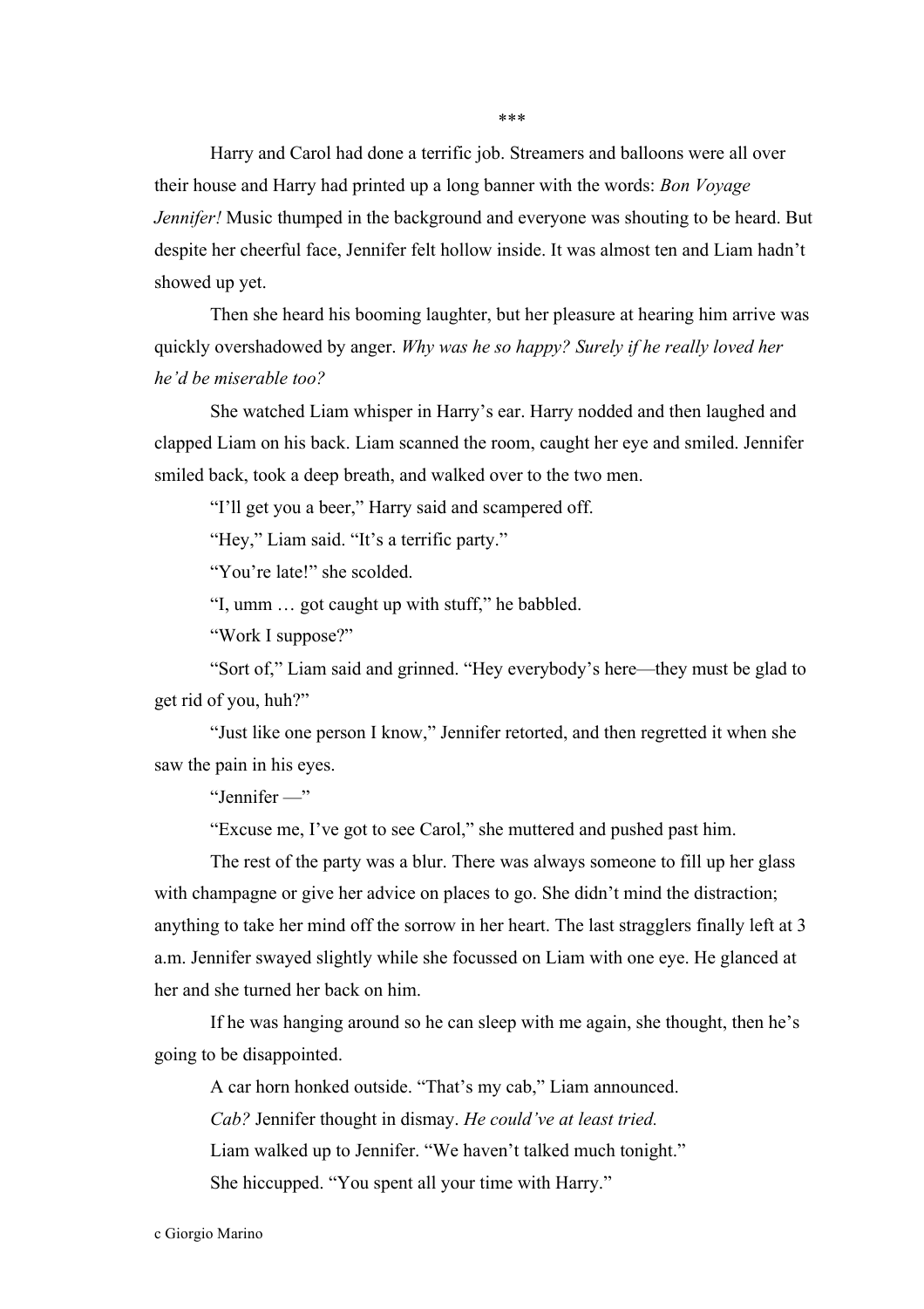\*\*\*

Harry and Carol had done a terrific job. Streamers and balloons were all over their house and Harry had printed up a long banner with the words: *Bon Voyage Jennifer!* Music thumped in the background and everyone was shouting to be heard. But despite her cheerful face, Jennifer felt hollow inside. It was almost ten and Liam hadn't showed up yet.

Then she heard his booming laughter, but her pleasure at hearing him arrive was quickly overshadowed by anger. *Why was he so happy? Surely if he really loved her he'd be miserable too?*

She watched Liam whisper in Harry's ear. Harry nodded and then laughed and clapped Liam on his back. Liam scanned the room, caught her eye and smiled. Jennifer smiled back, took a deep breath, and walked over to the two men.

"I'll get you a beer," Harry said and scampered off.

"Hey," Liam said. "It's a terrific party."

"You're late!" she scolded.

"I, umm … got caught up with stuff," he babbled.

"Work I suppose?"

"Sort of," Liam said and grinned. "Hey everybody's here—they must be glad to get rid of you, huh?"

"Just like one person I know," Jennifer retorted, and then regretted it when she saw the pain in his eyes.

"Jennifer —"

"Excuse me, I've got to see Carol," she muttered and pushed past him.

The rest of the party was a blur. There was always someone to fill up her glass with champagne or give her advice on places to go. She didn't mind the distraction; anything to take her mind off the sorrow in her heart. The last stragglers finally left at 3 a.m. Jennifer swayed slightly while she focussed on Liam with one eye. He glanced at her and she turned her back on him.

If he was hanging around so he can sleep with me again, she thought, then he's going to be disappointed.

A car horn honked outside. "That's my cab," Liam announced.

*Cab?* Jennifer thought in dismay. *He could've at least tried.*

Liam walked up to Jennifer. "We haven't talked much tonight."

She hiccupped. "You spent all your time with Harry."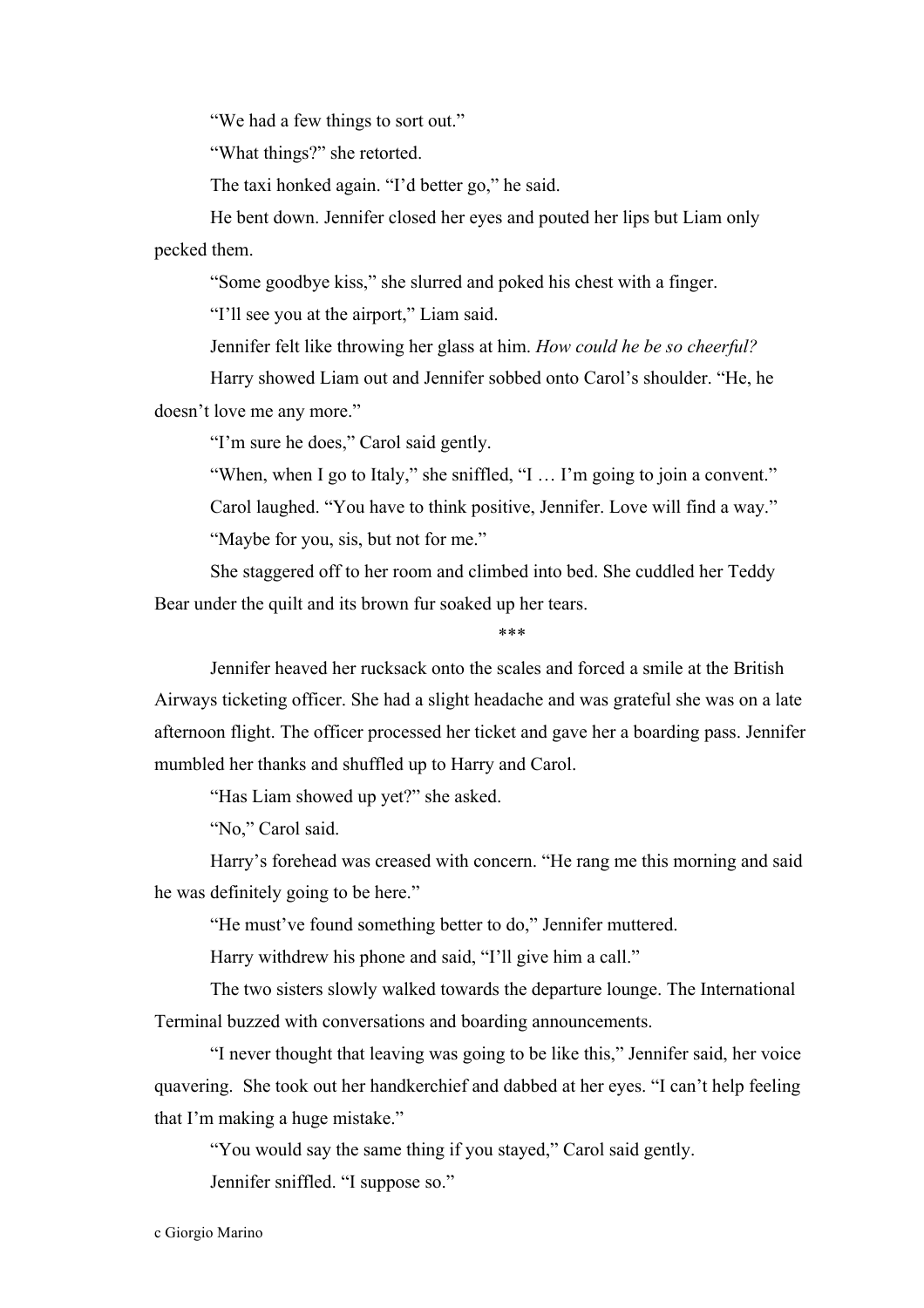"We had a few things to sort out."

"What things?" she retorted.

The taxi honked again. "I'd better go," he said.

He bent down. Jennifer closed her eyes and pouted her lips but Liam only pecked them.

"Some goodbye kiss," she slurred and poked his chest with a finger.

"I'll see you at the airport," Liam said.

Jennifer felt like throwing her glass at him. *How could he be so cheerful?*

Harry showed Liam out and Jennifer sobbed onto Carol's shoulder. "He, he doesn't love me any more."

"I'm sure he does," Carol said gently.

"When, when I go to Italy," she sniffled, "I … I'm going to join a convent."

Carol laughed. "You have to think positive, Jennifer. Love will find a way."

"Maybe for you, sis, but not for me."

She staggered off to her room and climbed into bed. She cuddled her Teddy Bear under the quilt and its brown fur soaked up her tears.

***

Jennifer heaved her rucksack onto the scales and forced a smile at the British Airways ticketing officer. She had a slight headache and was grateful she was on a late afternoon flight. The officer processed her ticket and gave her a boarding pass. Jennifer mumbled her thanks and shuffled up to Harry and Carol.

"Has Liam showed up yet?" she asked.

"No," Carol said.

Harry's forehead was creased with concern. "He rang me this morning and said he was definitely going to be here."

"He must've found something better to do," Jennifer muttered.

Harry withdrew his phone and said, "I'll give him a call."

The two sisters slowly walked towards the departure lounge. The International Terminal buzzed with conversations and boarding announcements.

"I never thought that leaving was going to be like this," Jennifer said, her voice quavering. She took out her handkerchief and dabbed at her eyes. "I can't help feeling that I'm making a huge mistake."

"You would say the same thing if you stayed," Carol said gently.

Jennifer sniffled. "I suppose so."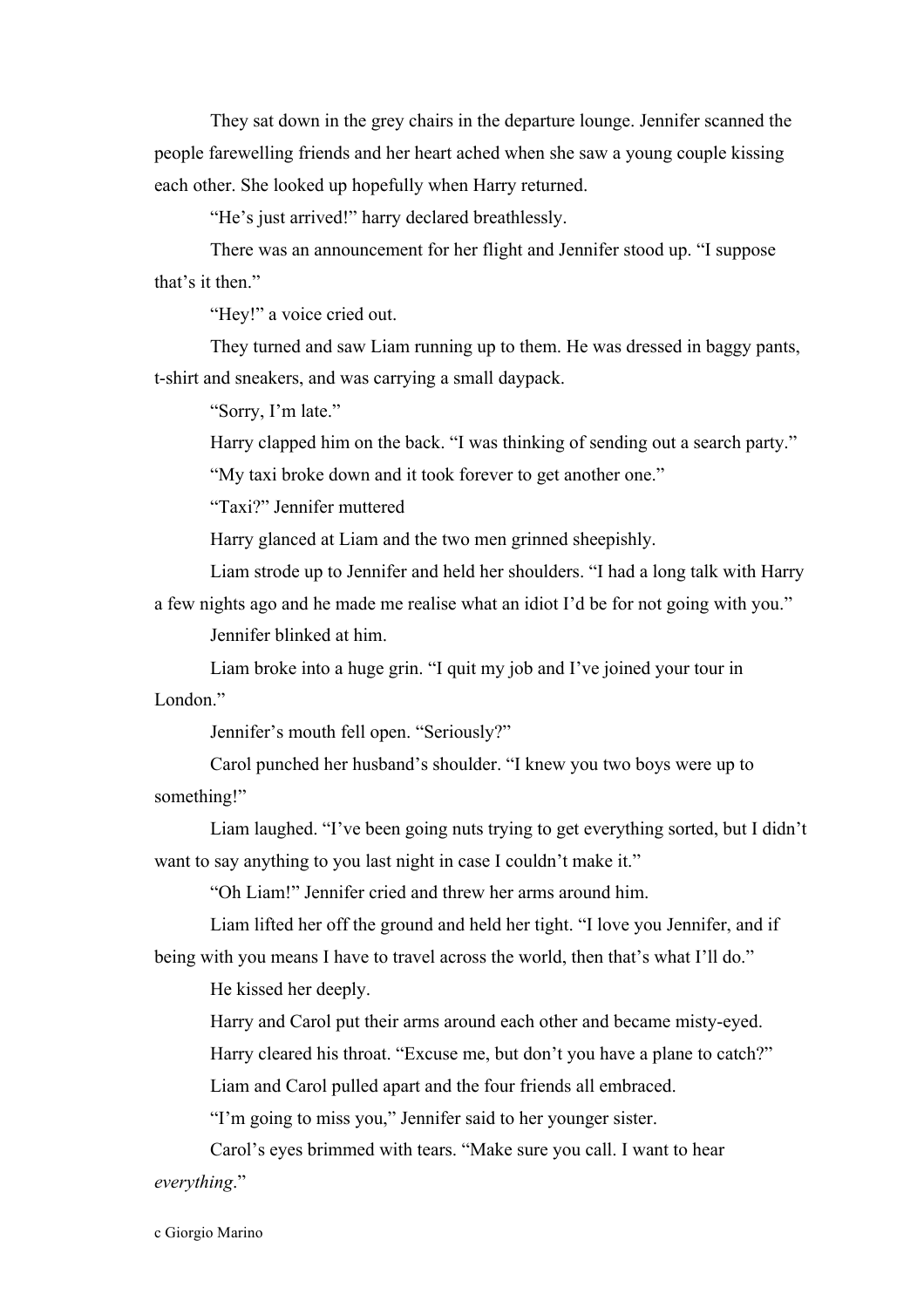They sat down in the grey chairs in the departure lounge. Jennifer scanned the people farewelling friends and her heart ached when she saw a young couple kissing each other. She looked up hopefully when Harry returned.

"He's just arrived!" harry declared breathlessly.

There was an announcement for her flight and Jennifer stood up. "I suppose that's it then."

"Hey!" a voice cried out.

They turned and saw Liam running up to them. He was dressed in baggy pants, t-shirt and sneakers, and was carrying a small daypack.

"Sorry, I'm late."

Harry clapped him on the back. "I was thinking of sending out a search party."

"My taxi broke down and it took forever to get another one."

"Taxi?" Jennifer muttered

Harry glanced at Liam and the two men grinned sheepishly.

Liam strode up to Jennifer and held her shoulders. "I had a long talk with Harry a few nights ago and he made me realise what an idiot I'd be for not going with you."

Jennifer blinked at him.

Liam broke into a huge grin. "I quit my job and I've joined your tour in London."

Jennifer's mouth fell open. "Seriously?"

Carol punched her husband's shoulder. "I knew you two boys were up to something!"

Liam laughed. "I've been going nuts trying to get everything sorted, but I didn't want to say anything to you last night in case I couldn't make it."

"Oh Liam!" Jennifer cried and threw her arms around him.

Liam lifted her off the ground and held her tight. "I love you Jennifer, and if being with you means I have to travel across the world, then that's what I'll do."

He kissed her deeply.

Harry and Carol put their arms around each other and became misty-eyed.

Harry cleared his throat. "Excuse me, but don't you have a plane to catch?"

Liam and Carol pulled apart and the four friends all embraced.

"I'm going to miss you," Jennifer said to her younger sister.

Carol's eyes brimmed with tears. "Make sure you call. I want to hear *everything*."

c Giorgio Marino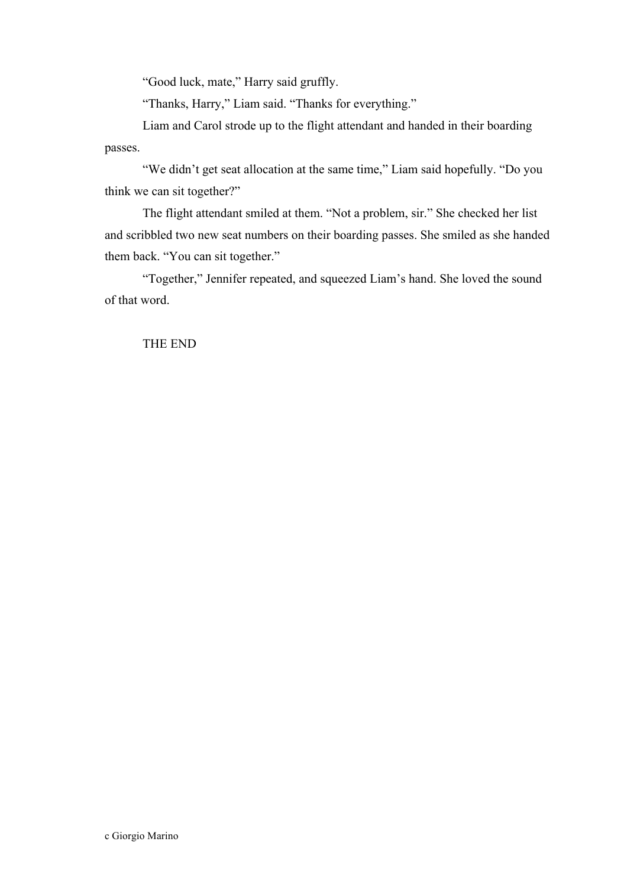"Good luck, mate," Harry said gruffly.

"Thanks, Harry," Liam said. "Thanks for everything."

Liam and Carol strode up to the flight attendant and handed in their boarding passes.

"We didn't get seat allocation at the same time," Liam said hopefully. "Do you think we can sit together?"

The flight attendant smiled at them. "Not a problem, sir." She checked her list and scribbled two new seat numbers on their boarding passes. She smiled as she handed them back. "You can sit together."

"Together," Jennifer repeated, and squeezed Liam's hand. She loved the sound of that word.

THE END

c Giorgio Marino